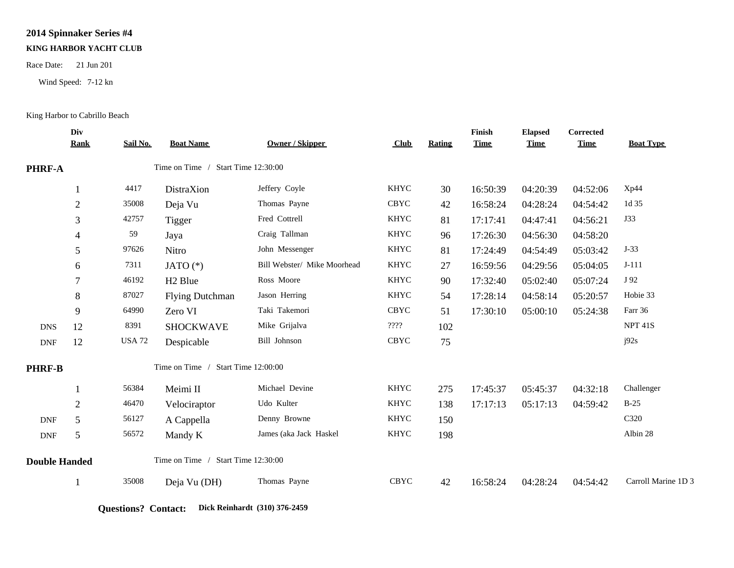## 2014 Spinnaker Series #4

**KING HARBOR YACHT CLUB**

Race Date: 21 Jun 201

Wind Speed: 7-12 kn

King Harbor to Cabrillo Beach

| | Div Rank | Sail No. | Boat Name | Owner / Skipper | Club | Rating | Finish Time | Elapsed Time | Corrected Time | Boat Type |
|---|---|---|---|---|---|---|---|---|---|---|
| **PHRF-A** | | | Time on Time / Start Time 12:30:00 | | | | | | | |
| | 1 | 4417 | DistraXion | Jeffery Coyle | KHYC | 30 | 16:50:39 | 04:20:39 | 04:52:06 | Xp44 |
| | 2 | 35008 | Deja Vu | Thomas Payne | CBYC | 42 | 16:58:24 | 04:28:24 | 04:54:42 | 1d 35 |
| | 3 | 42757 | Tigger | Fred Cottrell | KHYC | 81 | 17:17:41 | 04:47:41 | 04:56:21 | J33 |
| | 4 | 59 | Jaya | Craig Tallman | KHYC | 96 | 17:26:30 | 04:56:30 | 04:58:20 | |
| | 5 | 97626 | Nitro | John Messenger | KHYC | 81 | 17:24:49 | 04:54:49 | 05:03:42 | J-33 |
| | 6 | 7311 | JATO (*) | Bill Webster/ Mike Moorhead | KHYC | 27 | 16:59:56 | 04:29:56 | 05:04:05 | J-111 |
| | 7 | 46192 | H2 Blue | Ross Moore | KHYC | 90 | 17:32:40 | 05:02:40 | 05:07:24 | J 92 |
| | 8 | 87027 | Flying Dutchman | Jason Herring | KHYC | 54 | 17:28:14 | 04:58:14 | 05:20:57 | Hobie 33 |
| | 9 | 64990 | Zero VI | Taki Takemori | CBYC | 51 | 17:30:10 | 05:00:10 | 05:24:38 | Farr 36 |
| DNS | 12 | 8391 | SHOCKWAVE | Mike Grijalva | ???? | 102 | | | | NPT 41S |
| DNF | 12 | USA 72 | Despicable | Bill Johnson | CBYC | 75 | | | | j92s |
| **PHRF-B** | | | Time on Time / Start Time 12:00:00 | | | | | | | |
| | 1 | 56384 | Meimi II | Michael Devine | KHYC | 275 | 17:45:37 | 05:45:37 | 04:32:18 | Challenger |
| | 2 | 46470 | Velociraptor | Udo Kulter | KHYC | 138 | 17:17:13 | 05:17:13 | 04:59:42 | B-25 |
| DNF | 5 | 56127 | A Cappella | Denny Browne | KHYC | 150 | | | | C320 |
| DNF | 5 | 56572 | Mandy K | James (aka Jack Haskel | KHYC | 198 | | | | Albin 28 |
| **Double Handed** | | | Time on Time / Start Time 12:30:00 | | | | | | | |
| | 1 | 35008 | Deja Vu (DH) | Thomas Payne | CBYC | 42 | 16:58:24 | 04:28:24 | 04:54:42 | Carroll Marine 1D 3 |

**Questions? Contact:** **Dick Reinhardt (310) 376-2459**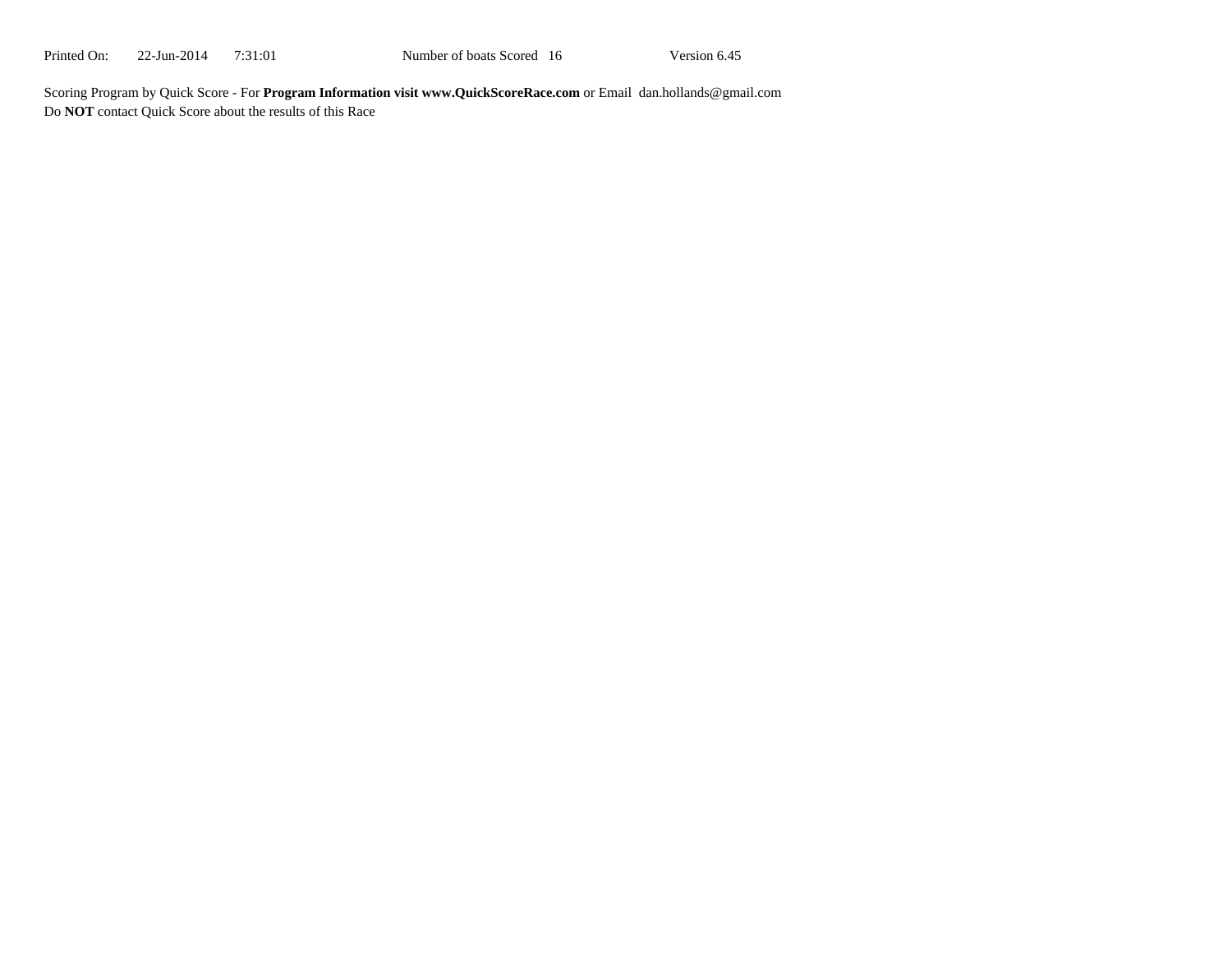Printed On: 22-Jun-2014 7:31:01 Number of boats Scored 16 Version 6.45

Scoring Program by Quick Score - For **Program Information visit www.QuickScoreRace.com** or Email dan.hollands@gmail.com
Do **NOT** contact Quick Score about the results of this Race